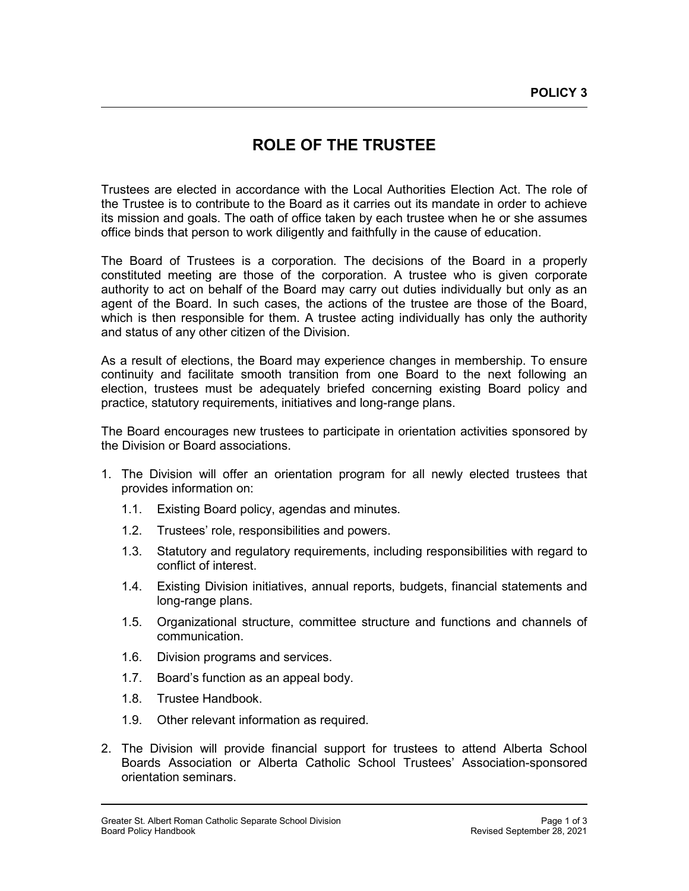**POLICY 3**

# ROLE OF THE TRUSTEE

Trustees are elected in accordance with the Local Authorities Election Act. The role of the Trustee is to contribute to the Board as it carries out its mandate in order to achieve its mission and goals. The oath of office taken by each trustee when he or she assumes office binds that person to work diligently and faithfully in the cause of education.

The Board of Trustees is a corporation. The decisions of the Board in a properly constituted meeting are those of the corporation. A trustee who is given corporate authority to act on behalf of the Board may carry out duties individually but only as an agent of the Board. In such cases, the actions of the trustee are those of the Board, which is then responsible for them. A trustee acting individually has only the authority and status of any other citizen of the Division.

As a result of elections, the Board may experience changes in membership. To ensure continuity and facilitate smooth transition from one Board to the next following an election, trustees must be adequately briefed concerning existing Board policy and practice, statutory requirements, initiatives and long-range plans.

The Board encourages new trustees to participate in orientation activities sponsored by the Division or Board associations.

1. The Division will offer an orientation program for all newly elected trustees that provides information on:
   - 1.1. Existing Board policy, agendas and minutes.
   - 1.2. Trustees' role, responsibilities and powers.
   - 1.3. Statutory and regulatory requirements, including responsibilities with regard to conflict of interest.
   - 1.4. Existing Division initiatives, annual reports, budgets, financial statements and long-range plans.
   - 1.5. Organizational structure, committee structure and functions and channels of communication.
   - 1.6. Division programs and services.
   - 1.7. Board's function as an appeal body.
   - 1.8. Trustee Handbook.
   - 1.9. Other relevant information as required.
2. The Division will provide financial support for trustees to attend Alberta School Boards Association or Alberta Catholic School Trustees' Association-sponsored orientation seminars.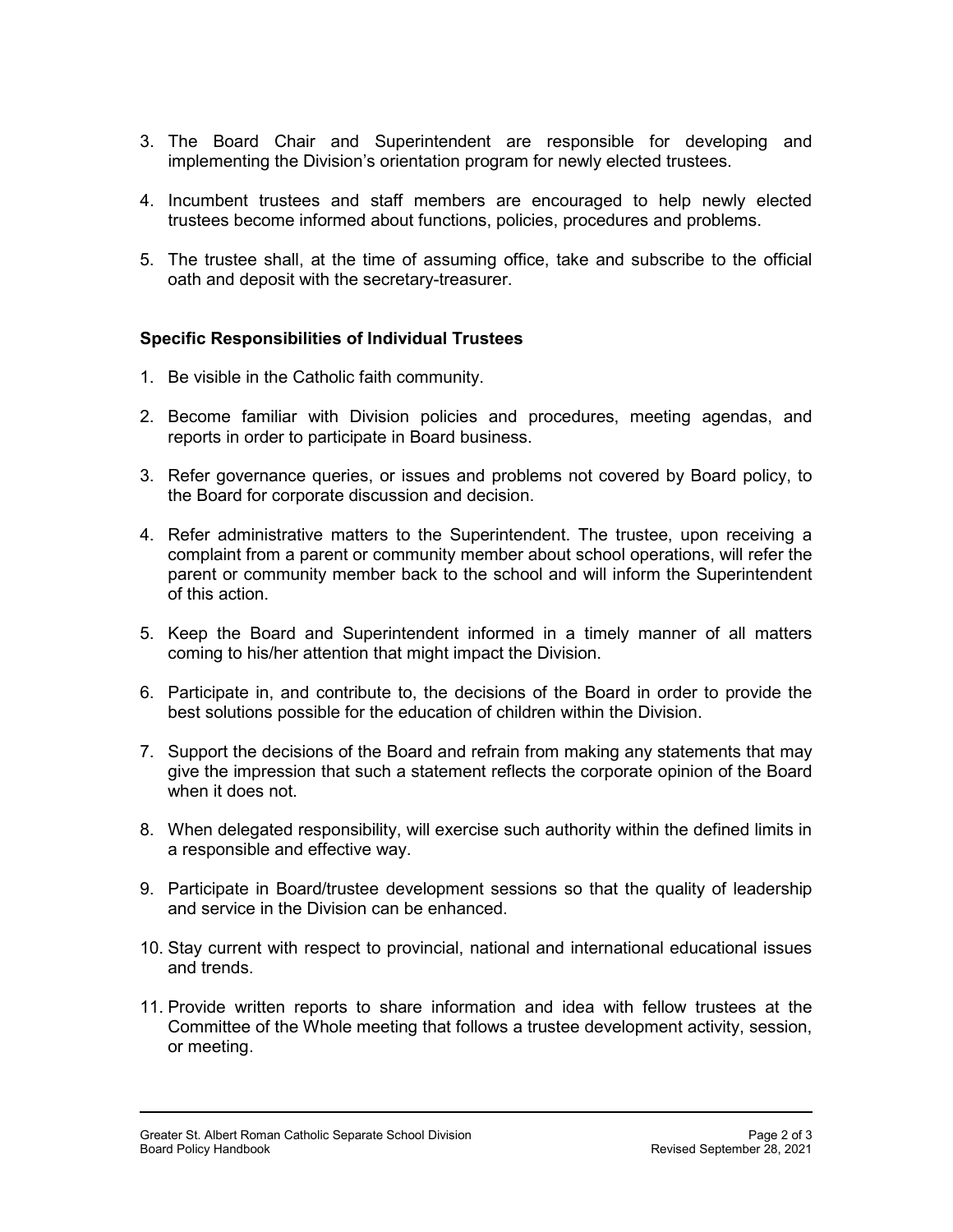3. The Board Chair and Superintendent are responsible for developing and implementing the Division's orientation program for newly elected trustees.

4. Incumbent trustees and staff members are encouraged to help newly elected trustees become informed about functions, policies, procedures and problems.

5. The trustee shall, at the time of assuming office, take and subscribe to the official oath and deposit with the secretary-treasurer.

**Specific Responsibilities of Individual Trustees**

1. Be visible in the Catholic faith community.

2. Become familiar with Division policies and procedures, meeting agendas, and reports in order to participate in Board business.

3. Refer governance queries, or issues and problems not covered by Board policy, to the Board for corporate discussion and decision.

4. Refer administrative matters to the Superintendent. The trustee, upon receiving a complaint from a parent or community member about school operations, will refer the parent or community member back to the school and will inform the Superintendent of this action.

5. Keep the Board and Superintendent informed in a timely manner of all matters coming to his/her attention that might impact the Division.

6. Participate in, and contribute to, the decisions of the Board in order to provide the best solutions possible for the education of children within the Division.

7. Support the decisions of the Board and refrain from making any statements that may give the impression that such a statement reflects the corporate opinion of the Board when it does not.

8. When delegated responsibility, will exercise such authority within the defined limits in a responsible and effective way.

9. Participate in Board/trustee development sessions so that the quality of leadership and service in the Division can be enhanced.

10. Stay current with respect to provincial, national and international educational issues and trends.

11. Provide written reports to share information and idea with fellow trustees at the Committee of the Whole meeting that follows a trustee development activity, session, or meeting.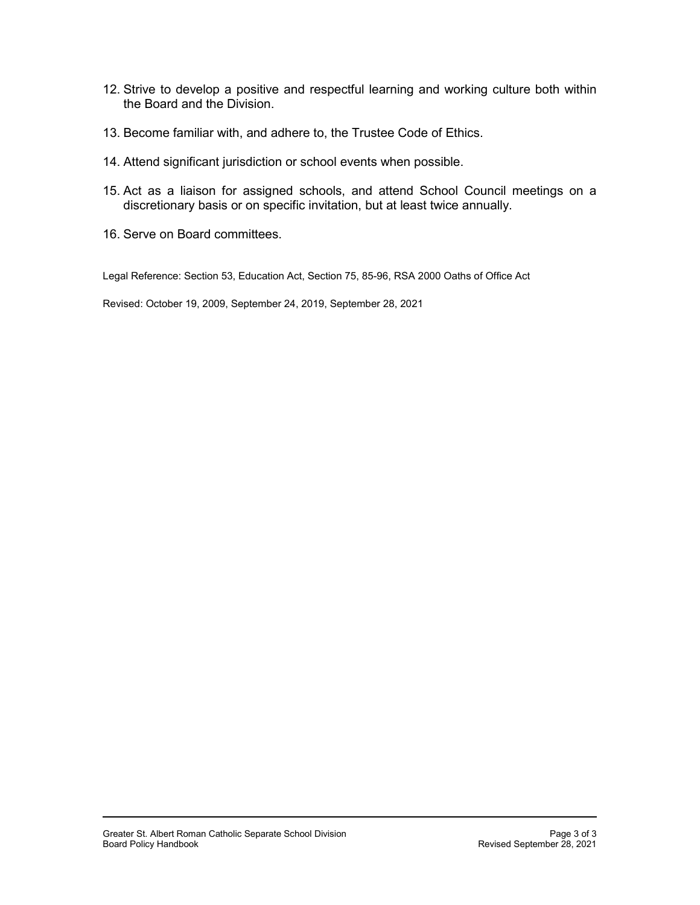12. Strive to develop a positive and respectful learning and working culture both within the Board and the Division.

13. Become familiar with, and adhere to, the Trustee Code of Ethics.

14. Attend significant jurisdiction or school events when possible.

15. Act as a liaison for assigned schools, and attend School Council meetings on a discretionary basis or on specific invitation, but at least twice annually.

16. Serve on Board committees.

Legal Reference: Section 53, Education Act, Section 75, 85-96, RSA 2000 Oaths of Office Act

Revised: October 19, 2009, September 24, 2019, September 28, 2021